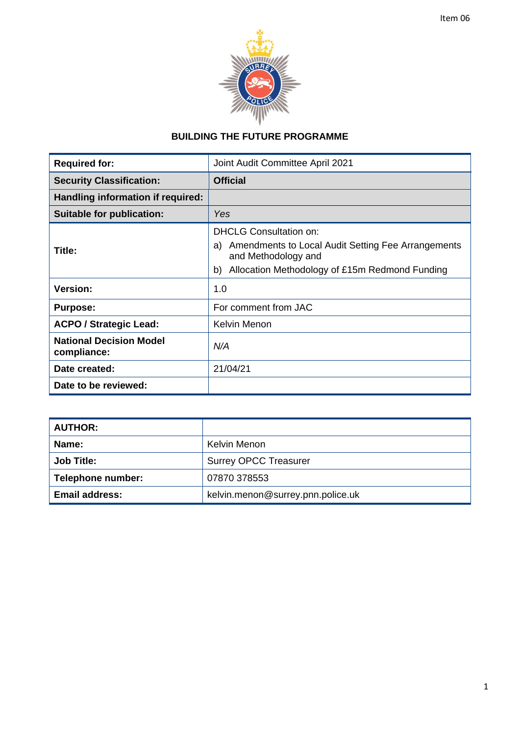Item 06

# BUILDING THE FUTURE PROGRAMME

| | |
|---|---|
| **Required for:** | Joint Audit Committee April 2021 |
| **Security Classification:** | **Official** |
| **Handling information if required:** | |
| **Suitable for publication:** | *Yes* |
| **Title:** | DHCLG Consultation on:<br>a) Amendments to Local Audit Setting Fee Arrangements and Methodology and<br>b) Allocation Methodology of £15m Redmond Funding |
| **Version:** | 1.0 |
| **Purpose:** | For comment from JAC |
| **ACPO / Strategic Lead:** | Kelvin Menon |
| **National Decision Model compliance:** | *N/A* |
| **Date created:** | 21/04/21 |
| **Date to be reviewed:** | |

| | |
|---|---|
| **AUTHOR:** | |
| **Name:** | Kelvin Menon |
| **Job Title:** | Surrey OPCC Treasurer |
| **Telephone number:** | 07870 378553 |
| **Email address:** | kelvin.menon@surrey.pnn.police.uk |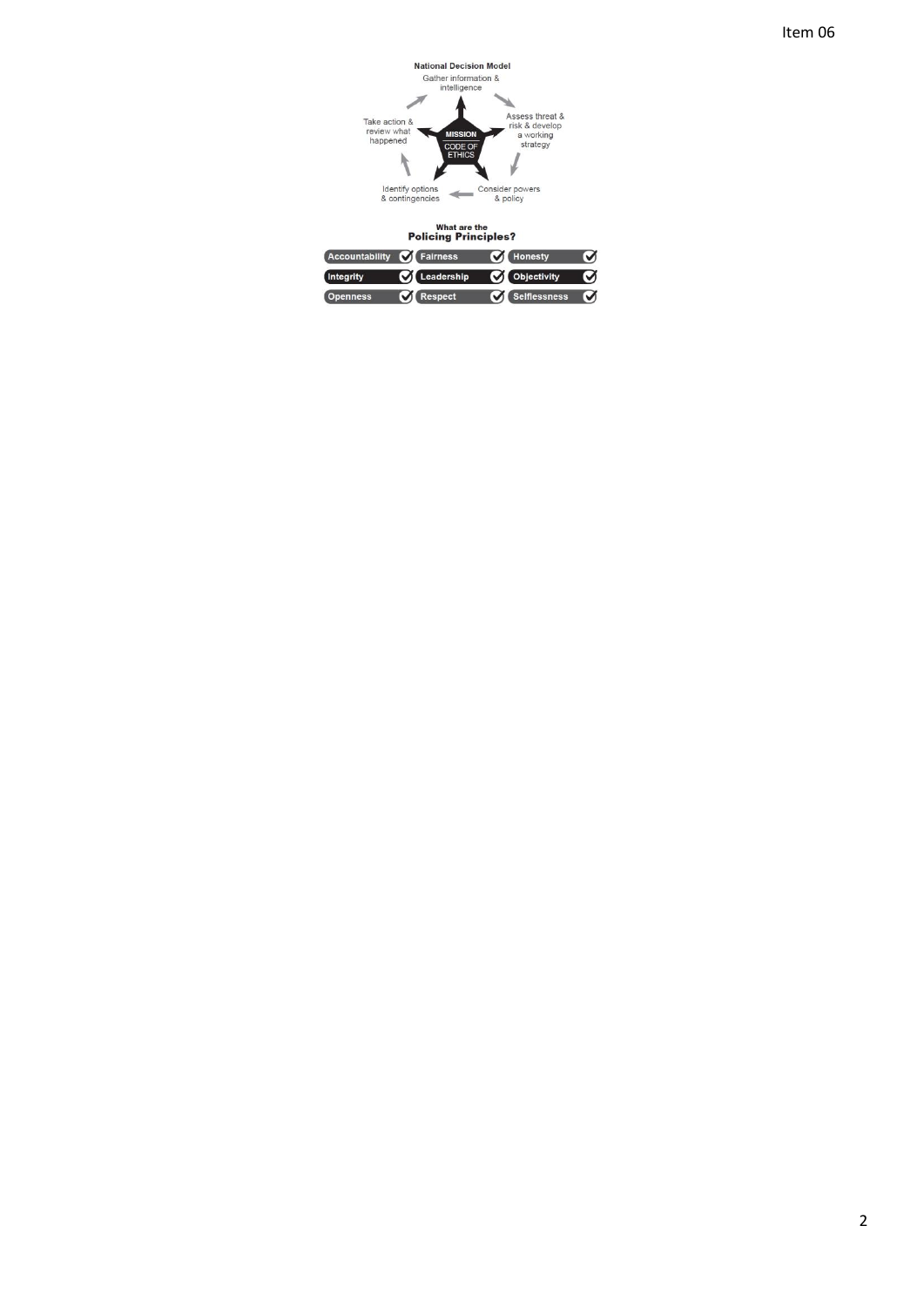**National Decision Model**

- Gather information & intelligence
- Assess threat & risk & develop a working strategy
- Consider powers & policy
- Identify options & contingencies
- Take action & review what happened

MISSION

CODE OF ETHICS

**What are the Policing Principles?**

| | | |
|---|---|---|
| Accountability ✓ | Fairness ✓ | Honesty ✓ |
| Integrity ✓ | Leadership ✓ | Objectivity ✓ |
| Openness ✓ | Respect ✓ | Selflessness ✓ |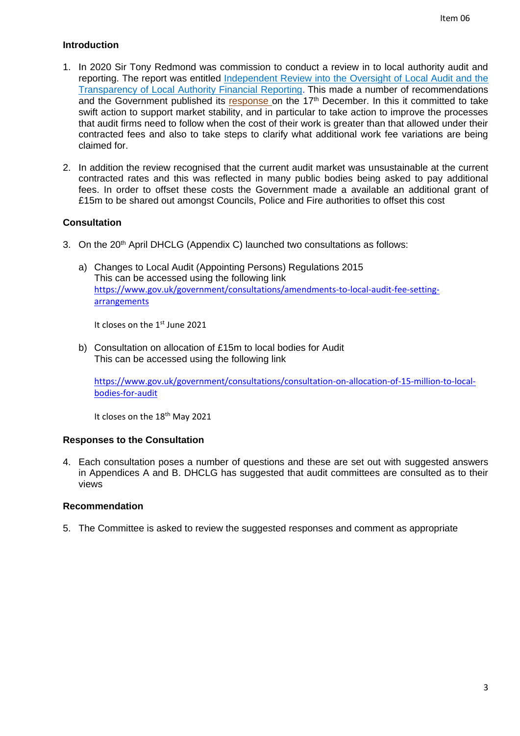## Introduction

1. In 2020 Sir Tony Redmond was commission to conduct a review in to local authority audit and reporting. The report was entitled [Independent Review into the Oversight of Local Audit and the Transparency of Local Authority Financial Reporting](). This made a number of recommendations and the Government published its [response]() on the 17th December. In this it committed to take swift action to support market stability, and in particular to take action to improve the processes that audit firms need to follow when the cost of their work is greater than that allowed under their contracted fees and also to take steps to clarify what additional work fee variations are being claimed for.

2. In addition the review recognised that the current audit market was unsustainable at the current contracted rates and this was reflected in many public bodies being asked to pay additional fees. In order to offset these costs the Government made a available an additional grant of £15m to be shared out amongst Councils, Police and Fire authorities to offset this cost

## Consultation

3. On the 20th April DHCLG (Appendix C) launched two consultations as follows:

   a) Changes to Local Audit (Appointing Persons) Regulations 2015
   This can be accessed using the following link
   https://www.gov.uk/government/consultations/amendments-to-local-audit-fee-setting-arrangements

   It closes on the 1st June 2021

   b) Consultation on allocation of £15m to local bodies for Audit
   This can be accessed using the following link

   https://www.gov.uk/government/consultations/consultation-on-allocation-of-15-million-to-local-bodies-for-audit

   It closes on the 18th May 2021

## Responses to the Consultation

4. Each consultation poses a number of questions and these are set out with suggested answers in Appendices A and B. DHCLG has suggested that audit committees are consulted as to their views

## Recommendation

5. The Committee is asked to review the suggested responses and comment as appropriate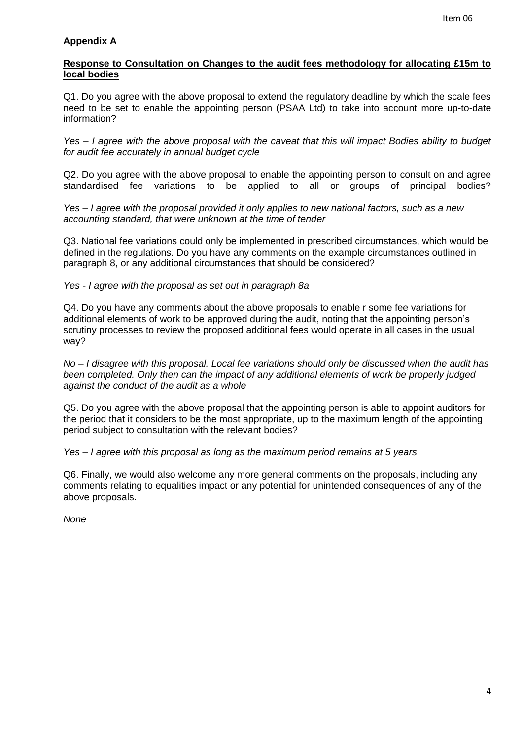**Appendix A**

**Response to Consultation on Changes to the audit fees methodology for allocating £15m to local bodies**

Q1. Do you agree with the above proposal to extend the regulatory deadline by which the scale fees need to be set to enable the appointing person (PSAA Ltd) to take into account more up-to-date information?

*Yes – I agree with the above proposal with the caveat that this will impact Bodies ability to budget for audit fee accurately in annual budget cycle*

Q2. Do you agree with the above proposal to enable the appointing person to consult on and agree standardised fee variations to be applied to all or groups of principal bodies?

*Yes – I agree with the proposal provided it only applies to new national factors, such as a new accounting standard, that were unknown at the time of tender*

Q3. National fee variations could only be implemented in prescribed circumstances, which would be defined in the regulations. Do you have any comments on the example circumstances outlined in paragraph 8, or any additional circumstances that should be considered?

*Yes - I agree with the proposal as set out in paragraph 8a*

Q4. Do you have any comments about the above proposals to enable r some fee variations for additional elements of work to be approved during the audit, noting that the appointing person's scrutiny processes to review the proposed additional fees would operate in all cases in the usual way?

*No – I disagree with this proposal. Local fee variations should only be discussed when the audit has been completed. Only then can the impact of any additional elements of work be properly judged against the conduct of the audit as a whole*

Q5. Do you agree with the above proposal that the appointing person is able to appoint auditors for the period that it considers to be the most appropriate, up to the maximum length of the appointing period subject to consultation with the relevant bodies?

*Yes – I agree with this proposal as long as the maximum period remains at 5 years*

Q6. Finally, we would also welcome any more general comments on the proposals, including any comments relating to equalities impact or any potential for unintended consequences of any of the above proposals.

*None*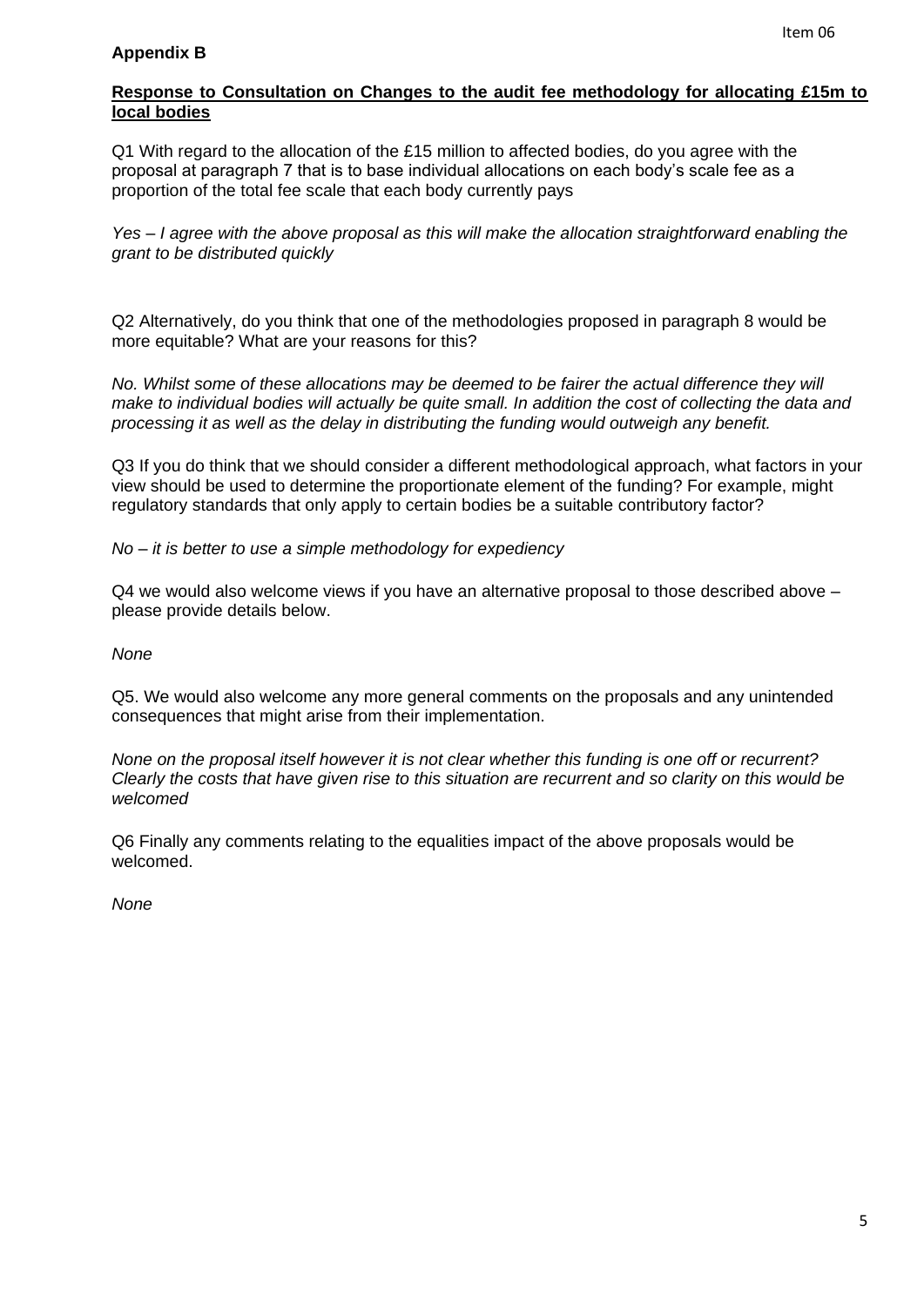**Appendix B**

**Response to Consultation on Changes to the audit fee methodology for allocating £15m to local bodies**

Q1 With regard to the allocation of the £15 million to affected bodies, do you agree with the proposal at paragraph 7 that is to base individual allocations on each body's scale fee as a proportion of the total fee scale that each body currently pays

*Yes – I agree with the above proposal as this will make the allocation straightforward enabling the grant to be distributed quickly*

Q2 Alternatively, do you think that one of the methodologies proposed in paragraph 8 would be more equitable? What are your reasons for this?

*No. Whilst some of these allocations may be deemed to be fairer the actual difference they will make to individual bodies will actually be quite small. In addition the cost of collecting the data and processing it as well as the delay in distributing the funding would outweigh any benefit.*

Q3 If you do think that we should consider a different methodological approach, what factors in your view should be used to determine the proportionate element of the funding? For example, might regulatory standards that only apply to certain bodies be a suitable contributory factor?

*No – it is better to use a simple methodology for expediency*

Q4 we would also welcome views if you have an alternative proposal to those described above – please provide details below.

*None*

Q5. We would also welcome any more general comments on the proposals and any unintended consequences that might arise from their implementation.

*None on the proposal itself however it is not clear whether this funding is one off or recurrent? Clearly the costs that have given rise to this situation are recurrent and so clarity on this would be welcomed*

Q6 Finally any comments relating to the equalities impact of the above proposals would be welcomed.

*None*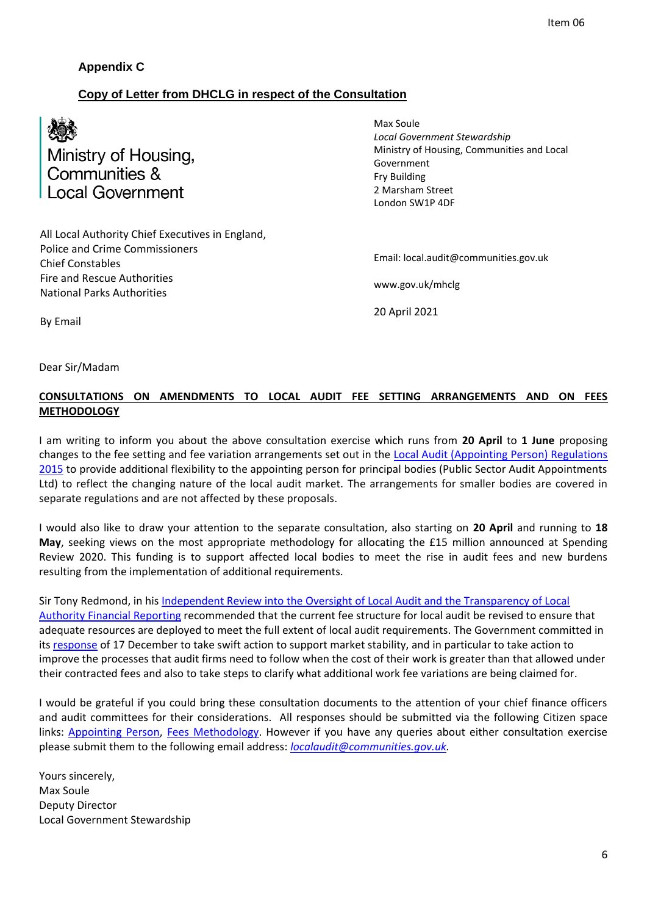Item 06

**Appendix C**

**Copy of Letter from DHCLG in respect of the Consultation**

Ministry of Housing,
Communities &
Local Government

Max Soule
*Local Government Stewardship*
Ministry of Housing, Communities and Local Government
Fry Building
2 Marsham Street
London SW1P 4DF

All Local Authority Chief Executives in England,
Police and Crime Commissioners
Chief Constables
Fire and Rescue Authorities
National Parks Authorities

Email: local.audit@communities.gov.uk

www.gov.uk/mhclg

20 April 2021

By Email

Dear Sir/Madam

**CONSULTATIONS ON AMENDMENTS TO LOCAL AUDIT FEE SETTING ARRANGEMENTS AND ON FEES METHODOLOGY**

I am writing to inform you about the above consultation exercise which runs from **20 April** to **1 June** proposing changes to the fee setting and fee variation arrangements set out in the Local Audit (Appointing Person) Regulations 2015 to provide additional flexibility to the appointing person for principal bodies (Public Sector Audit Appointments Ltd) to reflect the changing nature of the local audit market. The arrangements for smaller bodies are covered in separate regulations and are not affected by these proposals.

I would also like to draw your attention to the separate consultation, also starting on **20 April** and running to **18 May**, seeking views on the most appropriate methodology for allocating the £15 million announced at Spending Review 2020. This funding is to support affected local bodies to meet the rise in audit fees and new burdens resulting from the implementation of additional requirements.

Sir Tony Redmond, in his Independent Review into the Oversight of Local Audit and the Transparency of Local Authority Financial Reporting recommended that the current fee structure for local audit be revised to ensure that adequate resources are deployed to meet the full extent of local audit requirements. The Government committed in its response of 17 December to take swift action to support market stability, and in particular to take action to improve the processes that audit firms need to follow when the cost of their work is greater than that allowed under their contracted fees and also to take steps to clarify what additional work fee variations are being claimed for.

I would be grateful if you could bring these consultation documents to the attention of your chief finance officers and audit committees for their considerations. All responses should be submitted via the following Citizen space links: Appointing Person, Fees Methodology. However if you have any queries about either consultation exercise please submit them to the following email address: *localaudit@communities.gov.uk*.

Yours sincerely,
Max Soule
Deputy Director
Local Government Stewardship